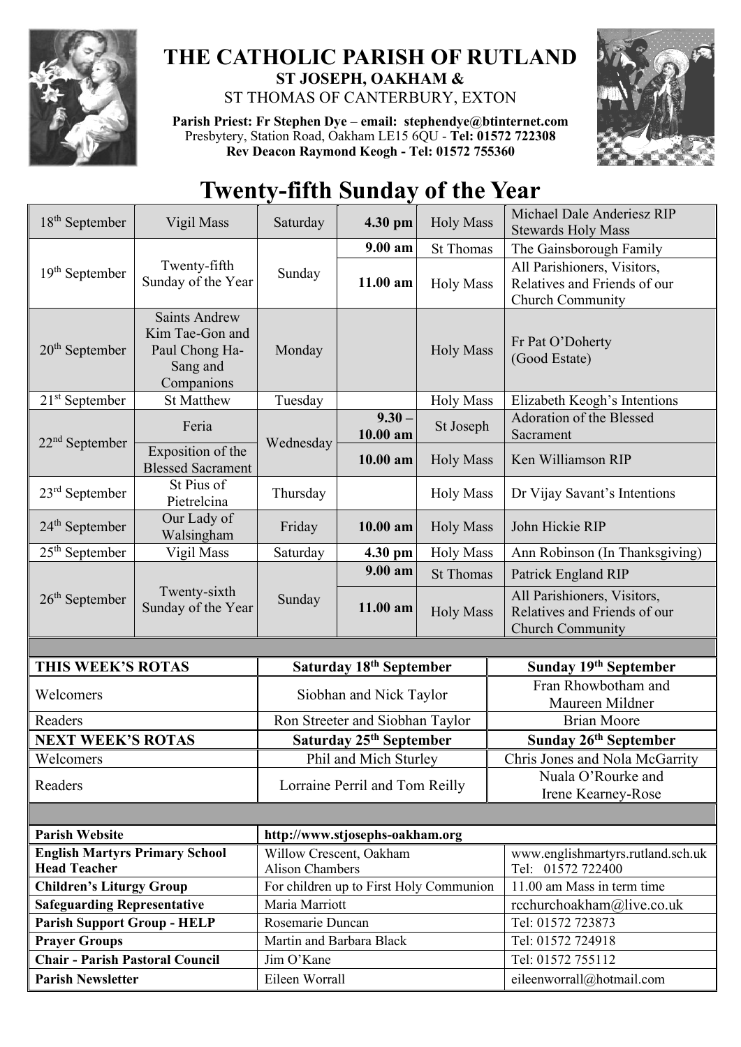# THE CATHOLIC PARISH OF RUTLAND

**ST JOSEPH, OAKHAM &**

ST THOMAS OF CANTERBURY, EXTON

**Parish Priest: Fr Stephen Dye** – **email: stephendye@btinternet.com**
Presbytery, Station Road, Oakham LE15 6QU - **Tel: 01572 722308**
**Rev Deacon Raymond Keogh - Tel: 01572 755360**

# Twenty-fifth Sunday of the Year

| | | | | | |
|---|---|---|---|---|---|
| 18th September | Vigil Mass | Saturday | **4.30 pm** | Holy Mass | Michael Dale Anderiesz RIP Stewards Holy Mass |
| 19th September | Twenty-fifth Sunday of the Year | Sunday | **9.00 am** | St Thomas | The Gainsborough Family |
| | | | **11.00 am** | Holy Mass | All Parishioners, Visitors, Relatives and Friends of our Church Community |
| 20th September | Saints Andrew Kim Tae-Gon and Paul Chong Ha-Sang and Companions | Monday | | Holy Mass | Fr Pat O'Doherty (Good Estate) |
| 21st September | St Matthew | Tuesday | | Holy Mass | Elizabeth Keogh's Intentions |
| 22nd September | Feria | Wednesday | **9.30 – 10.00 am** | St Joseph | Adoration of the Blessed Sacrament |
| | Exposition of the Blessed Sacrament | | **10.00 am** | Holy Mass | Ken Williamson RIP |
| 23rd September | St Pius of Pietrelcina | Thursday | | Holy Mass | Dr Vijay Savant's Intentions |
| 24th September | Our Lady of Walsingham | Friday | **10.00 am** | Holy Mass | John Hickie RIP |
| 25th September | Vigil Mass | Saturday | **4.30 pm** | Holy Mass | Ann Robinson (In Thanksgiving) |
| 26th September | Twenty-sixth Sunday of the Year | Sunday | **9.00 am** | St Thomas | Patrick England RIP |
| | | | **11.00 am** | Holy Mass | All Parishioners, Visitors, Relatives and Friends of our Church Community |

| **THIS WEEK'S ROTAS** | **Saturday 18th September** | **Sunday 19th September** |
|---|---|---|
| Welcomers | Siobhan and Nick Taylor | Fran Rhowbotham and Maureen Mildner |
| Readers | Ron Streeter and Siobhan Taylor | Brian Moore |
| **NEXT WEEK'S ROTAS** | **Saturday 25th September** | **Sunday 26th September** |
| Welcomers | Phil and Mich Sturley | Chris Jones and Nola McGarrity |
| Readers | Lorraine Perril and Tom Reilly | Nuala O'Rourke and Irene Kearney-Rose |

| | | |
|---|---|---|
| **Parish Website** | http://www.stjosephs-oakham.org | |
| **English Martyrs Primary School Head Teacher** | Willow Crescent, Oakham Alison Chambers | www.englishmartyrs.rutland.sch.uk Tel: 01572 722400 |
| **Children's Liturgy Group** | For children up to First Holy Communion | 11.00 am Mass in term time |
| **Safeguarding Representative** | Maria Marriott | rcchurchoakham@live.co.uk |
| **Parish Support Group - HELP** | Rosemarie Duncan | Tel: 01572 723873 |
| **Prayer Groups** | Martin and Barbara Black | Tel: 01572 724918 |
| **Chair - Parish Pastoral Council** | Jim O'Kane | Tel: 01572 755112 |
| **Parish Newsletter** | Eileen Worrall | eileenworrall@hotmail.com |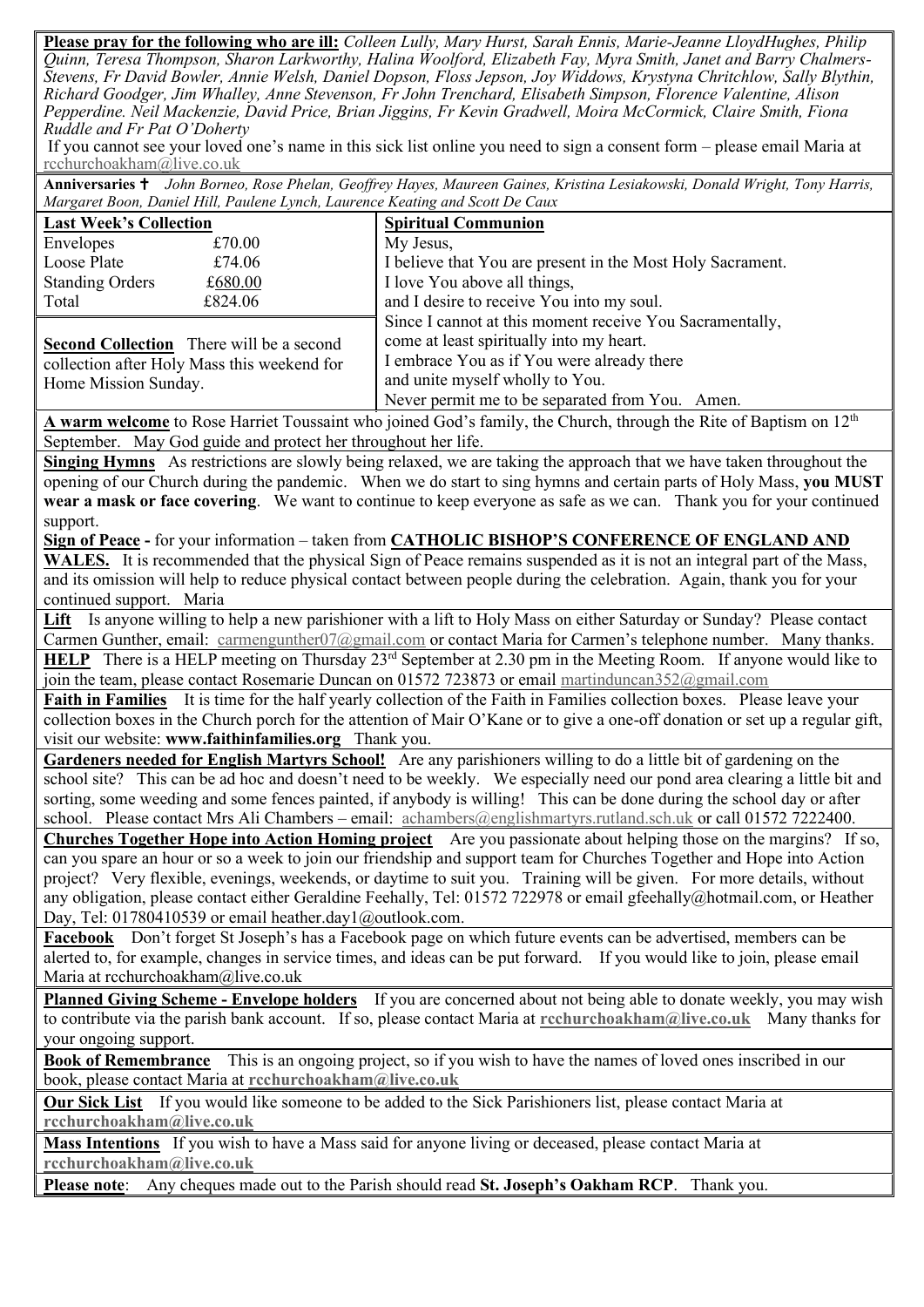**Please pray for the following who are ill:** *Colleen Lully, Mary Hurst, Sarah Ennis, Marie-Jeanne LloydHughes, Philip Quinn, Teresa Thompson, Sharon Larkworthy, Halina Woolford, Elizabeth Fay, Myra Smith, Janet and Barry Chalmers-Stevens, Fr David Bowler, Annie Welsh, Daniel Dopson, Floss Jepson, Joy Widdows, Krystyna Chritchlow, Sally Blythin, Richard Goodger, Jim Whalley, Anne Stevenson, Fr John Trenchard, Elisabeth Simpson, Florence Valentine, Alison Pepperdine. Neil Mackenzie, David Price, Brian Jiggins, Fr Kevin Gradwell, Moira McCormick, Claire Smith, Fiona Ruddle and Fr Pat O'Doherty*

If you cannot see your loved one's name in this sick list online you need to sign a consent form – please email Maria at rcchurchoakham@live.co.uk

**Anniversaries ✝** *John Borneo, Rose Phelan, Geoffrey Hayes, Maureen Gaines, Kristina Lesiakowski, Donald Wright, Tony Harris, Margaret Boon, Daniel Hill, Paulene Lynch, Laurence Keating and Scott De Caux*

**Last Week's Collection**

| | |
|---|---|
| Envelopes | £70.00 |
| Loose Plate | £74.06 |
| Standing Orders | £680.00 |
| Total | £824.06 |

**Second Collection** There will be a second collection after Holy Mass this weekend for Home Mission Sunday.

**Spiritual Communion**

My Jesus,
I believe that You are present in the Most Holy Sacrament.
I love You above all things,
and I desire to receive You into my soul.
Since I cannot at this moment receive You Sacramentally,
come at least spiritually into my heart.
I embrace You as if You were already there
and unite myself wholly to You.
Never permit me to be separated from You. Amen.

**A warm welcome** to Rose Harriet Toussaint who joined God's family, the Church, through the Rite of Baptism on 12th September. May God guide and protect her throughout her life.

**Singing Hymns** As restrictions are slowly being relaxed, we are taking the approach that we have taken throughout the opening of our Church during the pandemic. When we do start to sing hymns and certain parts of Holy Mass, **you MUST wear a mask or face covering**. We want to continue to keep everyone as safe as we can. Thank you for your continued support.

**Sign of Peace -** for your information – taken from **CATHOLIC BISHOP'S CONFERENCE OF ENGLAND AND WALES.** It is recommended that the physical Sign of Peace remains suspended as it is not an integral part of the Mass, and its omission will help to reduce physical contact between people during the celebration. Again, thank you for your continued support. Maria

**Lift** Is anyone willing to help a new parishioner with a lift to Holy Mass on either Saturday or Sunday? Please contact Carmen Gunther, email: carmengunther07@gmail.com or contact Maria for Carmen's telephone number. Many thanks.

**HELP** There is a HELP meeting on Thursday 23rd September at 2.30 pm in the Meeting Room. If anyone would like to join the team, please contact Rosemarie Duncan on 01572 723873 or email martinduncan352@gmail.com

**Faith in Families** It is time for the half yearly collection of the Faith in Families collection boxes. Please leave your collection boxes in the Church porch for the attention of Mair O'Kane or to give a one-off donation or set up a regular gift, visit our website: **www.faithinfamilies.org** Thank you.

**Gardeners needed for English Martyrs School!** Are any parishioners willing to do a little bit of gardening on the school site? This can be ad hoc and doesn't need to be weekly. We especially need our pond area clearing a little bit and sorting, some weeding and some fences painted, if anybody is willing! This can be done during the school day or after school. Please contact Mrs Ali Chambers – email: achambers@englishmartyrs.rutland.sch.uk or call 01572 7222400.

**Churches Together Hope into Action Homing project** Are you passionate about helping those on the margins? If so, can you spare an hour or so a week to join our friendship and support team for Churches Together and Hope into Action project? Very flexible, evenings, weekends, or daytime to suit you. Training will be given. For more details, without any obligation, please contact either Geraldine Feehally, Tel: 01572 722978 or email gfeehally@hotmail.com, or Heather Day, Tel: 01780410539 or email heather.day1@outlook.com.

**Facebook** Don't forget St Joseph's has a Facebook page on which future events can be advertised, members can be alerted to, for example, changes in service times, and ideas can be put forward. If you would like to join, please email Maria at rcchurchoakham@live.co.uk

**Planned Giving Scheme - Envelope holders** If you are concerned about not being able to donate weekly, you may wish to contribute via the parish bank account. If so, please contact Maria at **rcchurchoakham@live.co.uk** Many thanks for your ongoing support.

**Book of Remembrance** This is an ongoing project, so if you wish to have the names of loved ones inscribed in our book, please contact Maria at **rcchurchoakham@live.co.uk**

**Our Sick List** If you would like someone to be added to the Sick Parishioners list, please contact Maria at **rcchurchoakham@live.co.uk**

**Mass Intentions** If you wish to have a Mass said for anyone living or deceased, please contact Maria at **rcchurchoakham@live.co.uk**

**Please note**: Any cheques made out to the Parish should read **St. Joseph's Oakham RCP**. Thank you.